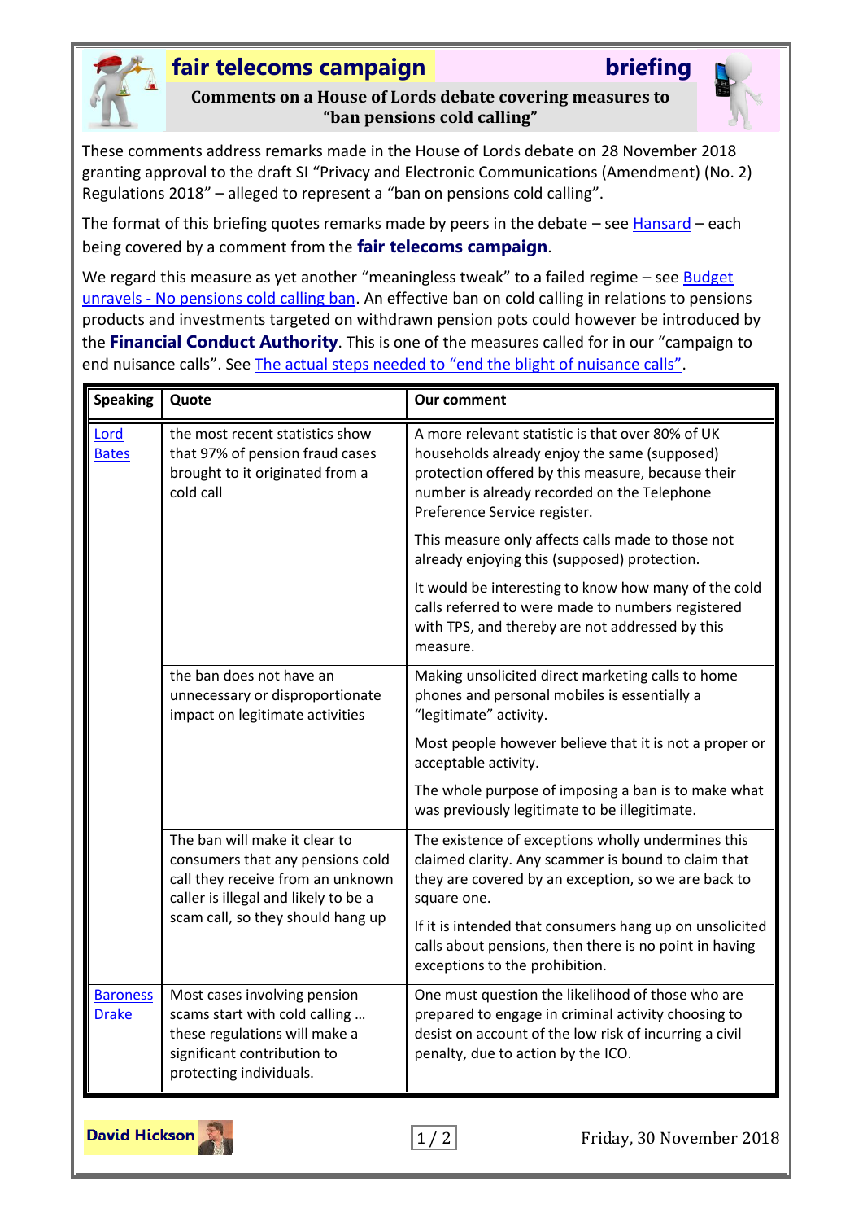# fair telecoms campaign briefing

## Comments on a House of Lords debate covering measures to "ban pensions cold calling"

These comments address remarks made in the House of Lords debate on 28 November 2018 granting approval to the draft SI "Privacy and Electronic Communications (Amendment) (No. 2) Regulations 2018" – alleged to represent a "ban on pensions cold calling".

The format of this briefing quotes remarks made by peers in the debate – see Hansard – each being covered by a comment from the **fair telecoms campaign**.

We regard this measure as yet another "meaningless tweak" to a failed regime – see Budget unravels - No pensions cold calling ban. An effective ban on cold calling in relations to pensions products and investments targeted on withdrawn pension pots could however be introduced by the **Financial Conduct Authority**. This is one of the measures called for in our "campaign to end nuisance calls". See The actual steps needed to "end the blight of nuisance calls".

| Speaking | Quote | Our comment |
|---|---|---|
| Lord Bates | the most recent statistics show that 97% of pension fraud cases brought to it originated from a cold call | A more relevant statistic is that over 80% of UK households already enjoy the same (supposed) protection offered by this measure, because their number is already recorded on the Telephone Preference Service register.<br><br>This measure only affects calls made to those not already enjoying this (supposed) protection.<br><br>It would be interesting to know how many of the cold calls referred to were made to numbers registered with TPS, and thereby are not addressed by this measure. |
| | the ban does not have an unnecessary or disproportionate impact on legitimate activities | Making unsolicited direct marketing calls to home phones and personal mobiles is essentially a "legitimate" activity.<br><br>Most people however believe that it is not a proper or acceptable activity.<br><br>The whole purpose of imposing a ban is to make what was previously legitimate to be illegitimate. |
| | The ban will make it clear to consumers that any pensions cold call they receive from an unknown caller is illegal and likely to be a scam call, so they should hang up | The existence of exceptions wholly undermines this claimed clarity. Any scammer is bound to claim that they are covered by an exception, so we are back to square one.<br><br>If it is intended that consumers hang up on unsolicited calls about pensions, then there is no point in having exceptions to the prohibition. |
| Baroness Drake | Most cases involving pension scams start with cold calling … these regulations will make a significant contribution to protecting individuals. | One must question the likelihood of those who are prepared to engage in criminal activity choosing to desist on account of the low risk of incurring a civil penalty, due to action by the ICO. |

David Hickson

Friday, 30 November 2018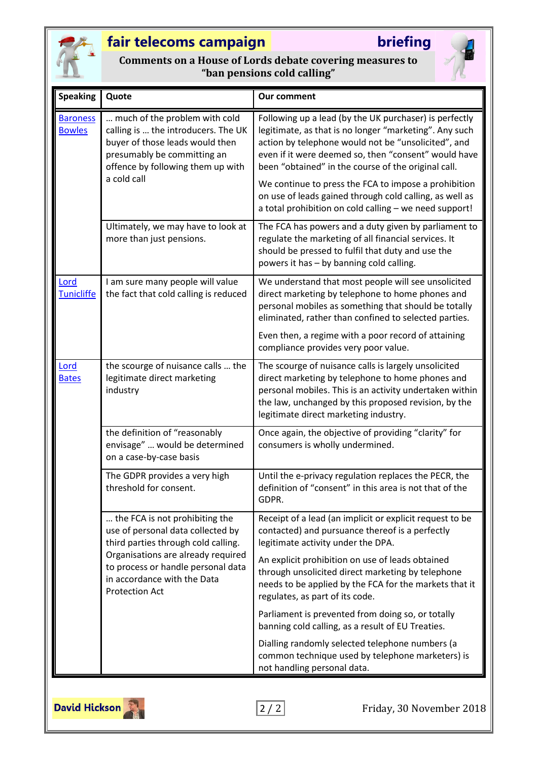# fair telecoms campaign briefing

**Comments on a House of Lords debate covering measures to "ban pensions cold calling"**

| Speaking | Quote | Our comment |
|---|---|---|
| Baroness Bowles | … much of the problem with cold calling is … the introducers. The UK buyer of those leads would then presumably be committing an offence by following them up with a cold call | Following up a lead (by the UK purchaser) is perfectly legitimate, as that is no longer "marketing". Any such action by telephone would not be "unsolicited", and even if it were deemed so, then "consent" would have been "obtained" in the course of the original call.<br><br>We continue to press the FCA to impose a prohibition on use of leads gained through cold calling, as well as a total prohibition on cold calling – we need support! |
| | Ultimately, we may have to look at more than just pensions. | The FCA has powers and a duty given by parliament to regulate the marketing of all financial services. It should be pressed to fulfil that duty and use the powers it has – by banning cold calling. |
| Lord Tunicliffe | I am sure many people will value the fact that cold calling is reduced | We understand that most people will see unsolicited direct marketing by telephone to home phones and personal mobiles as something that should be totally eliminated, rather than confined to selected parties.<br><br>Even then, a regime with a poor record of attaining compliance provides very poor value. |
| Lord Bates | the scourge of nuisance calls … the legitimate direct marketing industry | The scourge of nuisance calls is largely unsolicited direct marketing by telephone to home phones and personal mobiles. This is an activity undertaken within the law, unchanged by this proposed revision, by the legitimate direct marketing industry. |
| | the definition of "reasonably envisage" … would be determined on a case-by-case basis | Once again, the objective of providing "clarity" for consumers is wholly undermined. |
| | The GDPR provides a very high threshold for consent. | Until the e-privacy regulation replaces the PECR, the definition of "consent" in this area is not that of the GDPR. |
| | … the FCA is not prohibiting the use of personal data collected by third parties through cold calling. Organisations are already required to process or handle personal data in accordance with the Data Protection Act | Receipt of a lead (an implicit or explicit request to be contacted) and pursuance thereof is a perfectly legitimate activity under the DPA.<br><br>An explicit prohibition on use of leads obtained through unsolicited direct marketing by telephone needs to be applied by the FCA for the markets that it regulates, as part of its code.<br><br>Parliament is prevented from doing so, or totally banning cold calling, as a result of EU Treaties.<br><br>Dialling randomly selected telephone numbers (a common technique used by telephone marketers) is not handling personal data. |

David Hickson

Friday, 30 November 2018